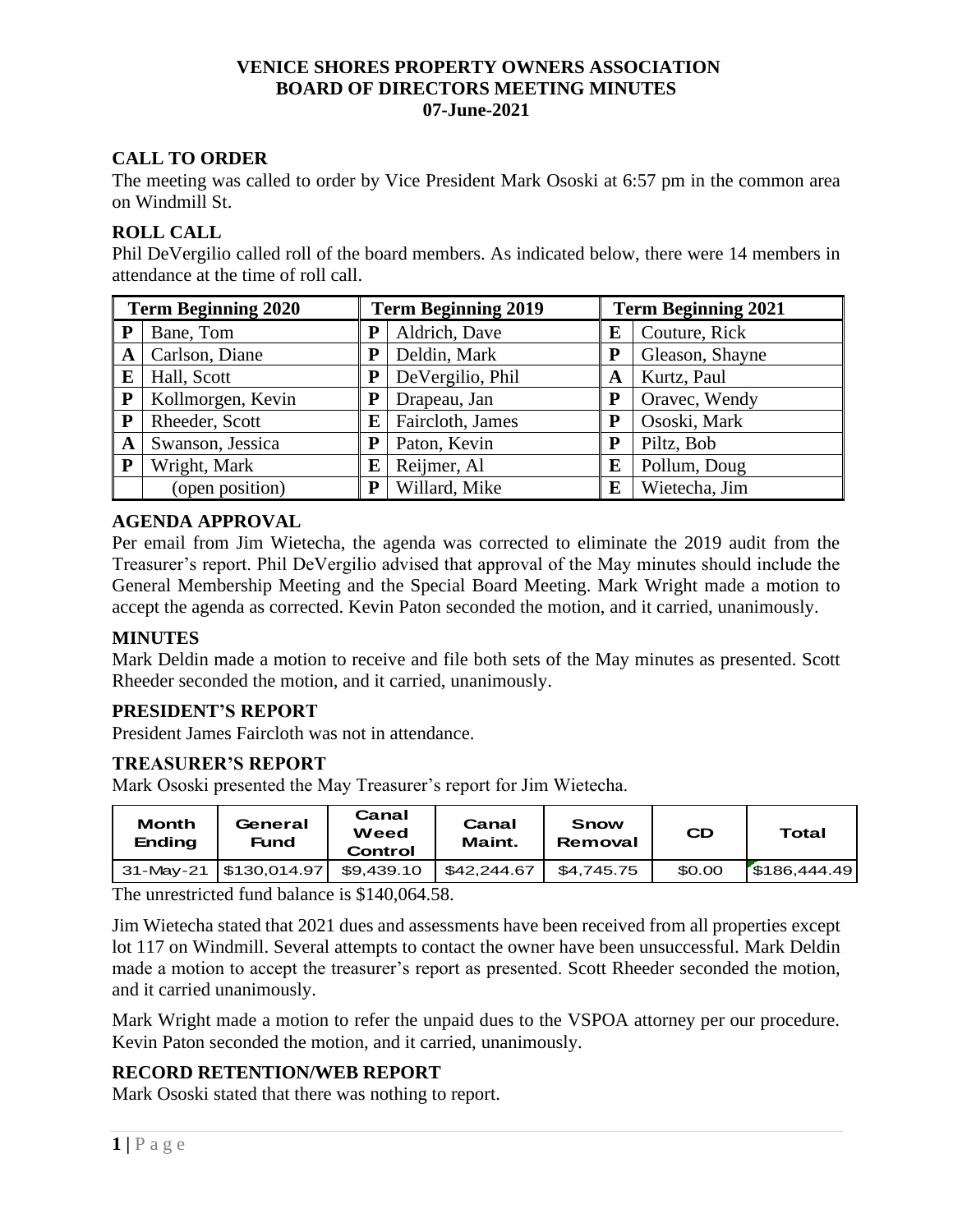# VENICE SHORES PROPERTY OWNERS ASSOCIATION
# BOARD OF DIRECTORS MEETING MINUTES
# 07-June-2021

## CALL TO ORDER

The meeting was called to order by Vice President Mark Ososki at 6:57 pm in the common area on Windmill St.

## ROLL CALL

Phil DeVergilio called roll of the board members. As indicated below, there were 14 members in attendance at the time of roll call.

| Term Beginning 2020 | | Term Beginning 2019 | | Term Beginning 2021 | |
|---|---|---|---|---|---|
| P | Bane, Tom | P | Aldrich, Dave | E | Couture, Rick |
| A | Carlson, Diane | P | Deldin, Mark | P | Gleason, Shayne |
| E | Hall, Scott | P | DeVergilio, Phil | A | Kurtz, Paul |
| P | Kollmorgen, Kevin | P | Drapeau, Jan | P | Oravec, Wendy |
| P | Rheeder, Scott | E | Faircloth, James | P | Ososki, Mark |
| A | Swanson, Jessica | P | Paton, Kevin | P | Piltz, Bob |
| P | Wright, Mark | E | Reijmer, Al | E | Pollum, Doug |
| | (open position) | P | Willard, Mike | E | Wietecha, Jim |

## AGENDA APPROVAL

Per email from Jim Wietecha, the agenda was corrected to eliminate the 2019 audit from the Treasurer's report. Phil DeVergilio advised that approval of the May minutes should include the General Membership Meeting and the Special Board Meeting. Mark Wright made a motion to accept the agenda as corrected. Kevin Paton seconded the motion, and it carried, unanimously.

## MINUTES

Mark Deldin made a motion to receive and file both sets of the May minutes as presented. Scott Rheeder seconded the motion, and it carried, unanimously.

## PRESIDENT'S REPORT

President James Faircloth was not in attendance.

## TREASURER'S REPORT

Mark Ososki presented the May Treasurer's report for Jim Wietecha.

| Month Ending | General Fund | Canal Weed Control | Canal Maint. | Snow Removal | CD | Total |
|---|---|---|---|---|---|---|
| 31-May-21 | $130,014.97 | $9,439.10 | $42,244.67 | $4,745.75 | $0.00 | $186,444.49 |

The unrestricted fund balance is $140,064.58.

Jim Wietecha stated that 2021 dues and assessments have been received from all properties except lot 117 on Windmill. Several attempts to contact the owner have been unsuccessful. Mark Deldin made a motion to accept the treasurer's report as presented. Scott Rheeder seconded the motion, and it carried unanimously.

Mark Wright made a motion to refer the unpaid dues to the VSPOA attorney per our procedure. Kevin Paton seconded the motion, and it carried, unanimously.

## RECORD RETENTION/WEB REPORT

Mark Ososki stated that there was nothing to report.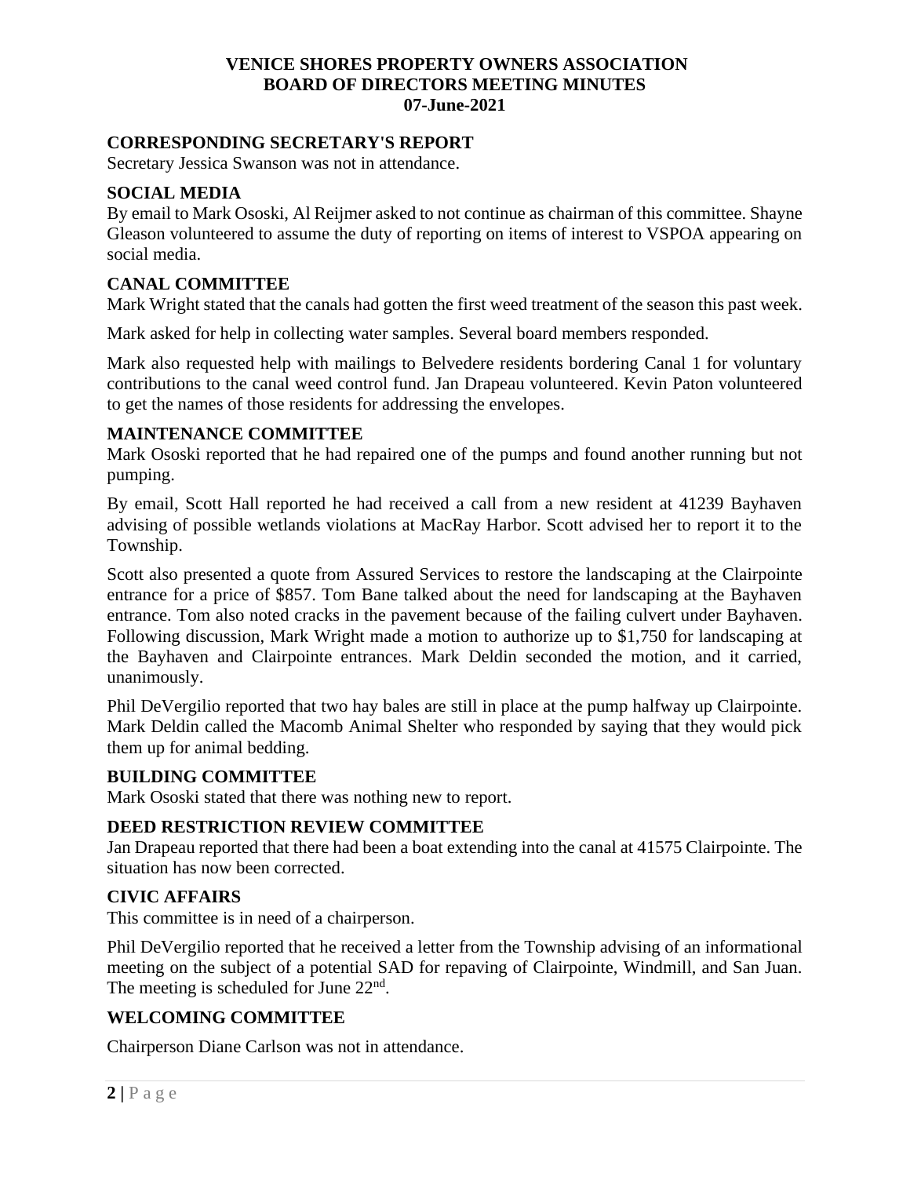**VENICE SHORES PROPERTY OWNERS ASSOCIATION**
**BOARD OF DIRECTORS MEETING MINUTES**
**07-June-2021**

## CORRESPONDING SECRETARY'S REPORT

Secretary Jessica Swanson was not in attendance.

## SOCIAL MEDIA

By email to Mark Ososki, Al Reijmer asked to not continue as chairman of this committee. Shayne Gleason volunteered to assume the duty of reporting on items of interest to VSPOA appearing on social media.

## CANAL COMMITTEE

Mark Wright stated that the canals had gotten the first weed treatment of the season this past week.

Mark asked for help in collecting water samples. Several board members responded.

Mark also requested help with mailings to Belvedere residents bordering Canal 1 for voluntary contributions to the canal weed control fund. Jan Drapeau volunteered. Kevin Paton volunteered to get the names of those residents for addressing the envelopes.

## MAINTENANCE COMMITTEE

Mark Ososki reported that he had repaired one of the pumps and found another running but not pumping.

By email, Scott Hall reported he had received a call from a new resident at 41239 Bayhaven advising of possible wetlands violations at MacRay Harbor. Scott advised her to report it to the Township.

Scott also presented a quote from Assured Services to restore the landscaping at the Clairpointe entrance for a price of $857. Tom Bane talked about the need for landscaping at the Bayhaven entrance. Tom also noted cracks in the pavement because of the failing culvert under Bayhaven. Following discussion, Mark Wright made a motion to authorize up to $1,750 for landscaping at the Bayhaven and Clairpointe entrances. Mark Deldin seconded the motion, and it carried, unanimously.

Phil DeVergilio reported that two hay bales are still in place at the pump halfway up Clairpointe. Mark Deldin called the Macomb Animal Shelter who responded by saying that they would pick them up for animal bedding.

## BUILDING COMMITTEE

Mark Ososki stated that there was nothing new to report.

## DEED RESTRICTION REVIEW COMMITTEE

Jan Drapeau reported that there had been a boat extending into the canal at 41575 Clairpointe. The situation has now been corrected.

## CIVIC AFFAIRS

This committee is in need of a chairperson.

Phil DeVergilio reported that he received a letter from the Township advising of an informational meeting on the subject of a potential SAD for repaving of Clairpointe, Windmill, and San Juan. The meeting is scheduled for June 22nd.

## WELCOMING COMMITTEE

Chairperson Diane Carlson was not in attendance.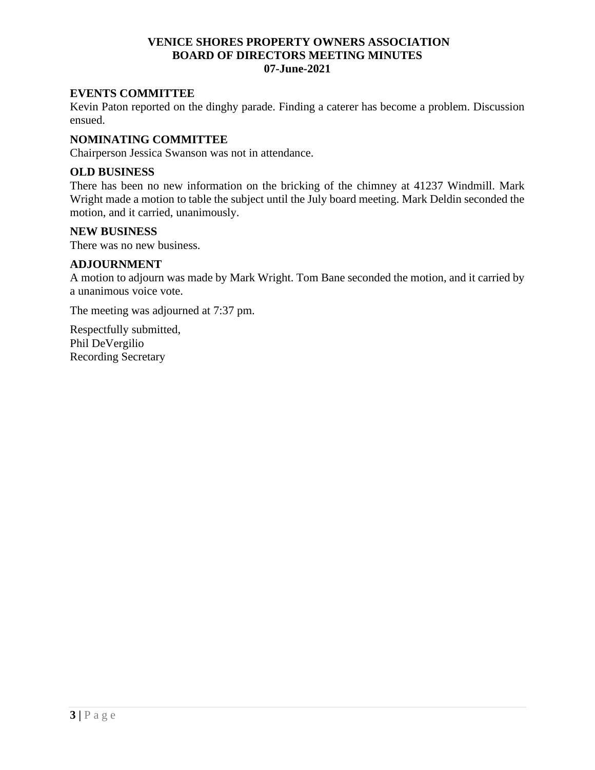**VENICE SHORES PROPERTY OWNERS ASSOCIATION**
**BOARD OF DIRECTORS MEETING MINUTES**
**07-June-2021**

## EVENTS COMMITTEE

Kevin Paton reported on the dinghy parade. Finding a caterer has become a problem. Discussion ensued.

## NOMINATING COMMITTEE

Chairperson Jessica Swanson was not in attendance.

## OLD BUSINESS

There has been no new information on the bricking of the chimney at 41237 Windmill. Mark Wright made a motion to table the subject until the July board meeting. Mark Deldin seconded the motion, and it carried, unanimously.

## NEW BUSINESS

There was no new business.

## ADJOURNMENT

A motion to adjourn was made by Mark Wright. Tom Bane seconded the motion, and it carried by a unanimous voice vote.

The meeting was adjourned at 7:37 pm.

Respectfully submitted,
Phil DeVergilio
Recording Secretary